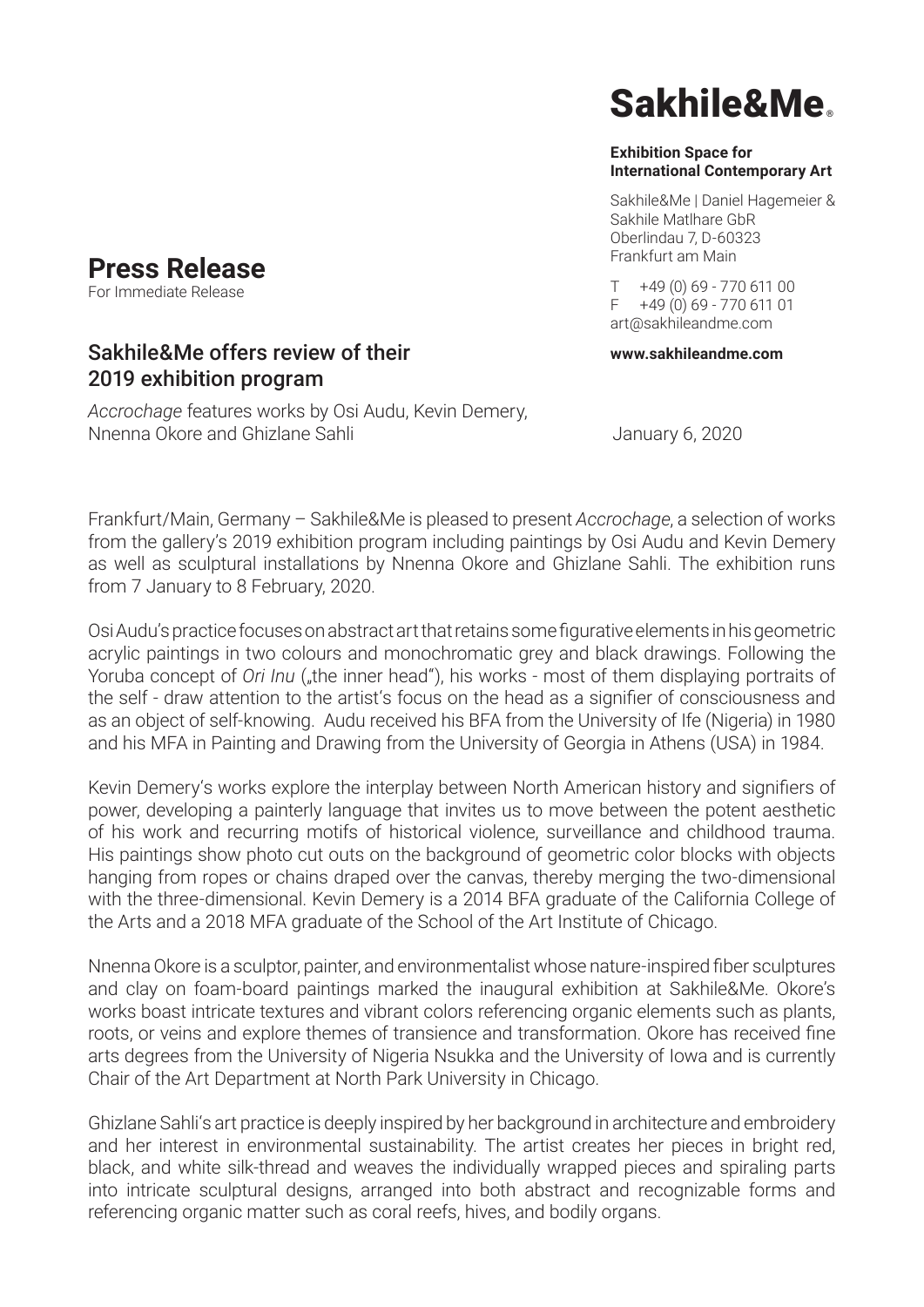# Sakhile&Me®

**Exhibition Space for International Contemporary Art**

Sakhile&Me | Daniel Hagemeier & Sakhile Matlhare GbR
Oberlindau 7, D-60323
Frankfurt am Main

T +49 (0) 69 - 770 611 00
F +49 (0) 69 - 770 611 01
art@sakhileandme.com

**www.sakhileandme.com**

## Press Release

For Immediate Release

### Sakhile&Me offers review of their 2019 exhibition program

*Accrochage* features works by Osi Audu, Kevin Demery, Nnenna Okore and Ghizlane Sahli

January 6, 2020

Frankfurt/Main, Germany – Sakhile&Me is pleased to present *Accrochage*, a selection of works from the gallery's 2019 exhibition program including paintings by Osi Audu and Kevin Demery as well as sculptural installations by Nnenna Okore and Ghizlane Sahli. The exhibition runs from 7 January to 8 February, 2020.

Osi Audu's practice focuses on abstract art that retains some figurative elements in his geometric acrylic paintings in two colours and monochromatic grey and black drawings. Following the Yoruba concept of *Ori Inu* („the inner head"), his works - most of them displaying portraits of the self - draw attention to the artist's focus on the head as a signifier of consciousness and as an object of self-knowing. Audu received his BFA from the University of Ife (Nigeria) in 1980 and his MFA in Painting and Drawing from the University of Georgia in Athens (USA) in 1984.

Kevin Demery's works explore the interplay between North American history and signifiers of power, developing a painterly language that invites us to move between the potent aesthetic of his work and recurring motifs of historical violence, surveillance and childhood trauma. His paintings show photo cut outs on the background of geometric color blocks with objects hanging from ropes or chains draped over the canvas, thereby merging the two-dimensional with the three-dimensional. Kevin Demery is a 2014 BFA graduate of the California College of the Arts and a 2018 MFA graduate of the School of the Art Institute of Chicago.

Nnenna Okore is a sculptor, painter, and environmentalist whose nature-inspired fiber sculptures and clay on foam-board paintings marked the inaugural exhibition at Sakhile&Me. Okore's works boast intricate textures and vibrant colors referencing organic elements such as plants, roots, or veins and explore themes of transience and transformation. Okore has received fine arts degrees from the University of Nigeria Nsukka and the University of Iowa and is currently Chair of the Art Department at North Park University in Chicago.

Ghizlane Sahli's art practice is deeply inspired by her background in architecture and embroidery and her interest in environmental sustainability. The artist creates her pieces in bright red, black, and white silk-thread and weaves the individually wrapped pieces and spiraling parts into intricate sculptural designs, arranged into both abstract and recognizable forms and referencing organic matter such as coral reefs, hives, and bodily organs.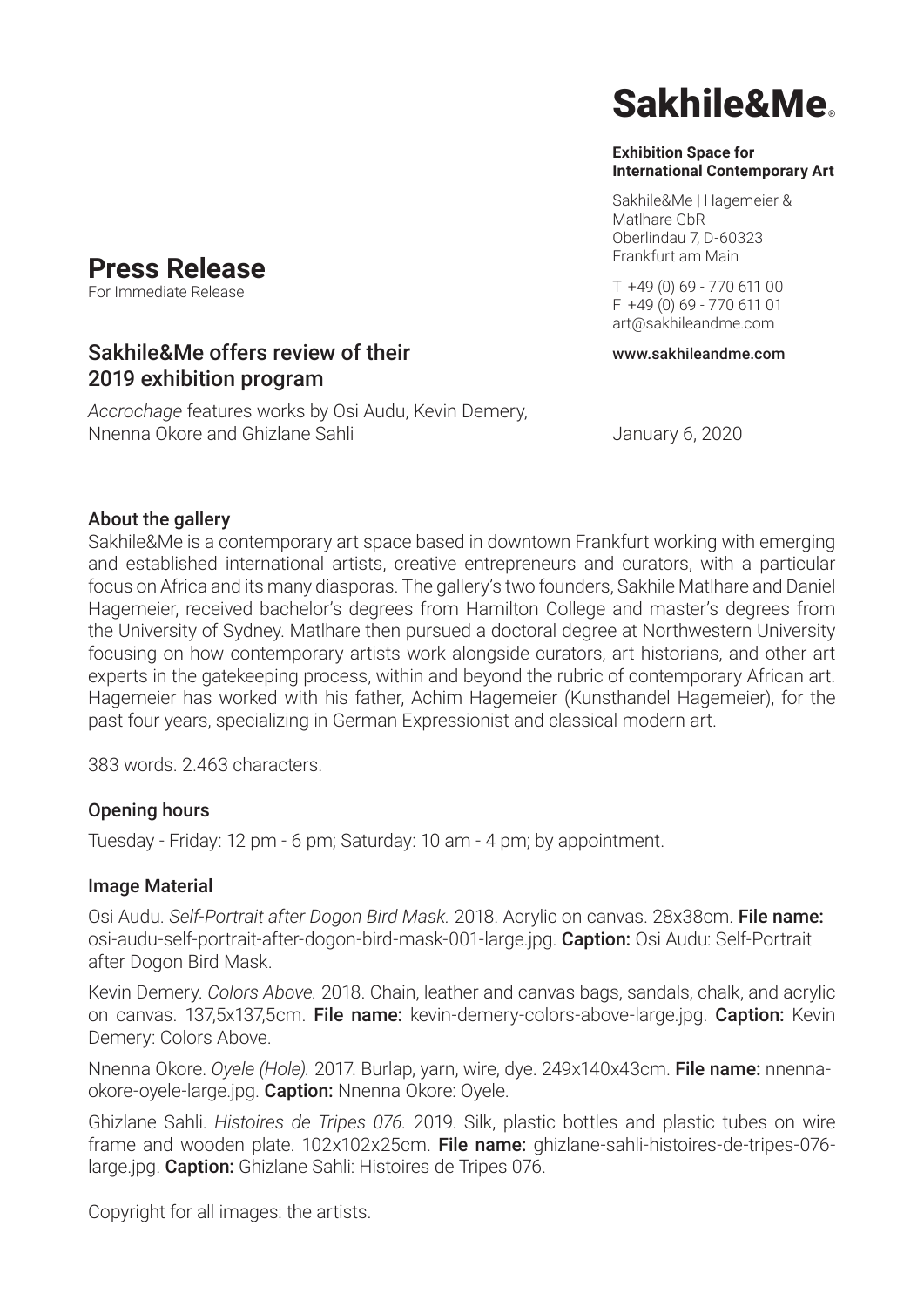# Sakhile&Me®

**Exhibition Space for International Contemporary Art**

Sakhile&Me | Hagemeier & Matlhare GbR
Oberlindau 7, D-60323
Frankfurt am Main

T +49 (0) 69 - 770 611 00
F +49 (0) 69 - 770 611 01
art@sakhileandme.com

www.sakhileandme.com

## Press Release

For Immediate Release

### Sakhile&Me offers review of their 2019 exhibition program

*Accrochage* features works by Osi Audu, Kevin Demery, Nnenna Okore and Ghizlane Sahli

January 6, 2020

### About the gallery

Sakhile&Me is a contemporary art space based in downtown Frankfurt working with emerging and established international artists, creative entrepreneurs and curators, with a particular focus on Africa and its many diasporas. The gallery's two founders, Sakhile Matlhare and Daniel Hagemeier, received bachelor's degrees from Hamilton College and master's degrees from the University of Sydney. Matlhare then pursued a doctoral degree at Northwestern University focusing on how contemporary artists work alongside curators, art historians, and other art experts in the gatekeeping process, within and beyond the rubric of contemporary African art. Hagemeier has worked with his father, Achim Hagemeier (Kunsthandel Hagemeier), for the past four years, specializing in German Expressionist and classical modern art.

383 words. 2.463 characters.

### Opening hours

Tuesday - Friday: 12 pm - 6 pm; Saturday: 10 am - 4 pm; by appointment.

### Image Material

Osi Audu. *Self-Portrait after Dogon Bird Mask.* 2018. Acrylic on canvas. 28x38cm. **File name:** osi-audu-self-portrait-after-dogon-bird-mask-001-large.jpg. **Caption:** Osi Audu: Self-Portrait after Dogon Bird Mask.

Kevin Demery. *Colors Above.* 2018. Chain, leather and canvas bags, sandals, chalk, and acrylic on canvas. 137,5x137,5cm. **File name:** kevin-demery-colors-above-large.jpg. **Caption:** Kevin Demery: Colors Above.

Nnenna Okore. *Oyele (Hole).* 2017. Burlap, yarn, wire, dye. 249x140x43cm. **File name:** nnenna-okore-oyele-large.jpg. **Caption:** Nnenna Okore: Oyele.

Ghizlane Sahli. *Histoires de Tripes 076.* 2019. Silk, plastic bottles and plastic tubes on wire frame and wooden plate. 102x102x25cm. **File name:** ghizlane-sahli-histoires-de-tripes-076-large.jpg. **Caption:** Ghizlane Sahli: Histoires de Tripes 076.

Copyright for all images: the artists.